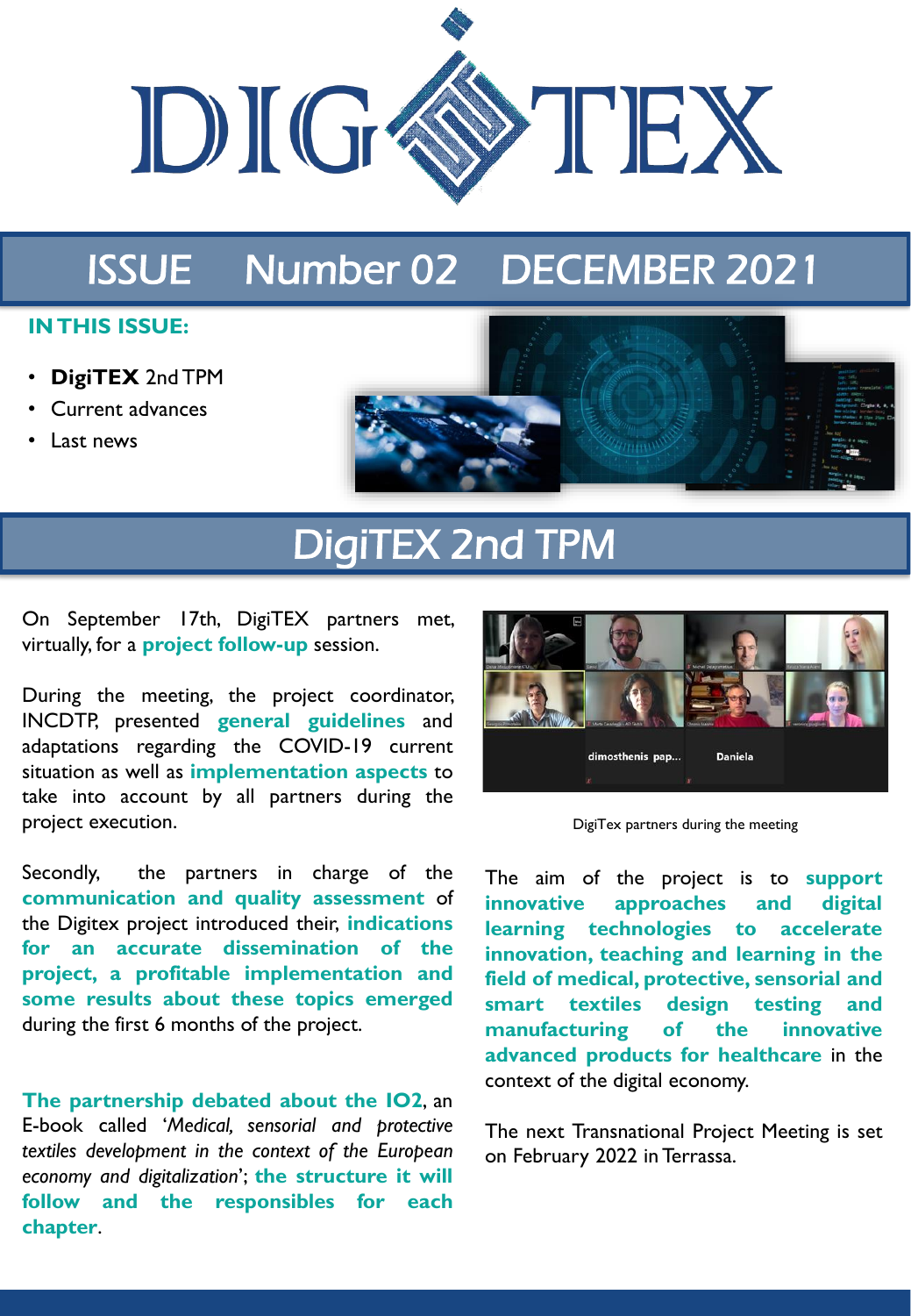# DIGITEX

## ISSUE Number 02 DECEMBER 2021

**IN THIS ISSUE:**

- **DigiTEX** 2nd TPM
- Current advances
- Last news

## DigiTEX 2nd TPM

On September 17th, DigiTEX partners met, virtually, for a **project follow-up** session.

During the meeting, the project coordinator, INCDTP, presented **general guidelines** and adaptations regarding the COVID-19 current situation as well as **implementation aspects** to take into account by all partners during the project execution.

Secondly, the partners in charge of the **communication and quality assessment** of the Digitex project introduced their, **indications for an accurate dissemination of the project, a profitable implementation and some results about these topics emerged** during the first 6 months of the project.

**The partnership debated about the IO2**, an E-book called '*Medical, sensorial and protective textiles development in the context of the European economy and digitalization*'; **the structure it will follow and the responsibles for each chapter**.

DigiTex partners during the meeting

The aim of the project is to **support innovative approaches and digital learning technologies to accelerate innovation, teaching and learning in the field of medical, protective, sensorial and smart textiles design testing and manufacturing of the innovative advanced products for healthcare** in the context of the digital economy.

The next Transnational Project Meeting is set on February 2022 in Terrassa.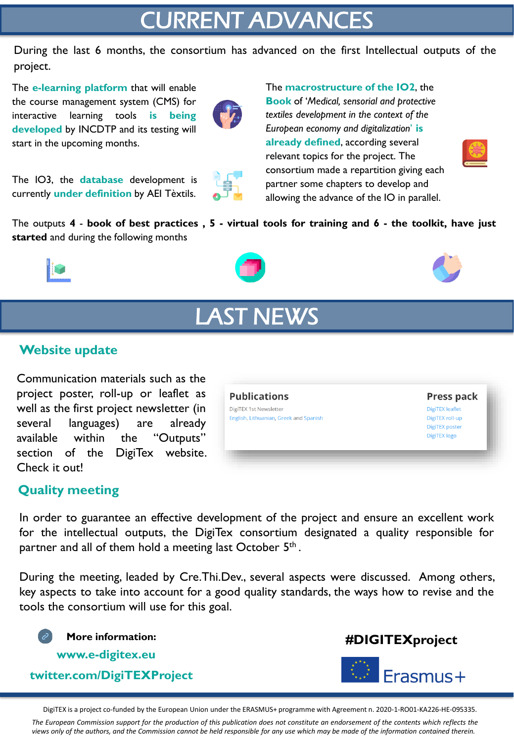# CURRENT ADVANCES

During the last 6 months, the consortium has advanced on the first Intellectual outputs of the project.

The **e-learning platform** that will enable the course management system (CMS) for interactive learning tools **is being developed** by INCDTP and its testing will start in the upcoming months.

The IO3, the **database** development is currently **under definition** by AEI Tèxtils.

The **macrostructure of the IO2**, the **Book** of *'Medical, sensorial and protective textiles development in the context of the European economy and digitalization'* **is already defined**, according several relevant topics for the project. The consortium made a repartition giving each partner some chapters to develop and allowing the advance of the IO in parallel.

The outputs **4 - book of best practices , 5 - virtual tools for training and 6 - the toolkit, have just started** and during the following months

# LAST NEWS

## Website update

Communication materials such as the project poster, roll-up or leaflet as well as the first project newsletter (in several languages) are already available within the "Outputs" section of the DigiTex website. Check it out!

**Publications**

DigiTEX 1st Newsletter
English, Lithuanian, Greek and Spanish

**Press pack**

DigiTEX leaflet
DigiTEX roll-up
DigiTEX poster
DigiTEX logo

## Quality meeting

In order to guarantee an effective development of the project and ensure an excellent work for the intellectual outputs, the DigiTex consortium designated a quality responsible for partner and all of them hold a meeting last October 5th .

During the meeting, leaded by Cre.Thi.Dev., several aspects were discussed. Among others, key aspects to take into account for a good quality standards, the ways how to revise and the tools the consortium will use for this goal.

**More information:**

**www.e-digitex.eu**

**twitter.com/DigiTEXProject**

**#DIGITEXproject**

Erasmus+

DigiTEX is a project co-funded by the European Union under the ERASMUS+ programme with Agreement n. 2020-1-RO01-KA226-HE-095335.

*The European Commission support for the production of this publication does not constitute an endorsement of the contents which reflects the views only of the authors, and the Commission cannot be held responsible for any use which may be made of the information contained therein.*